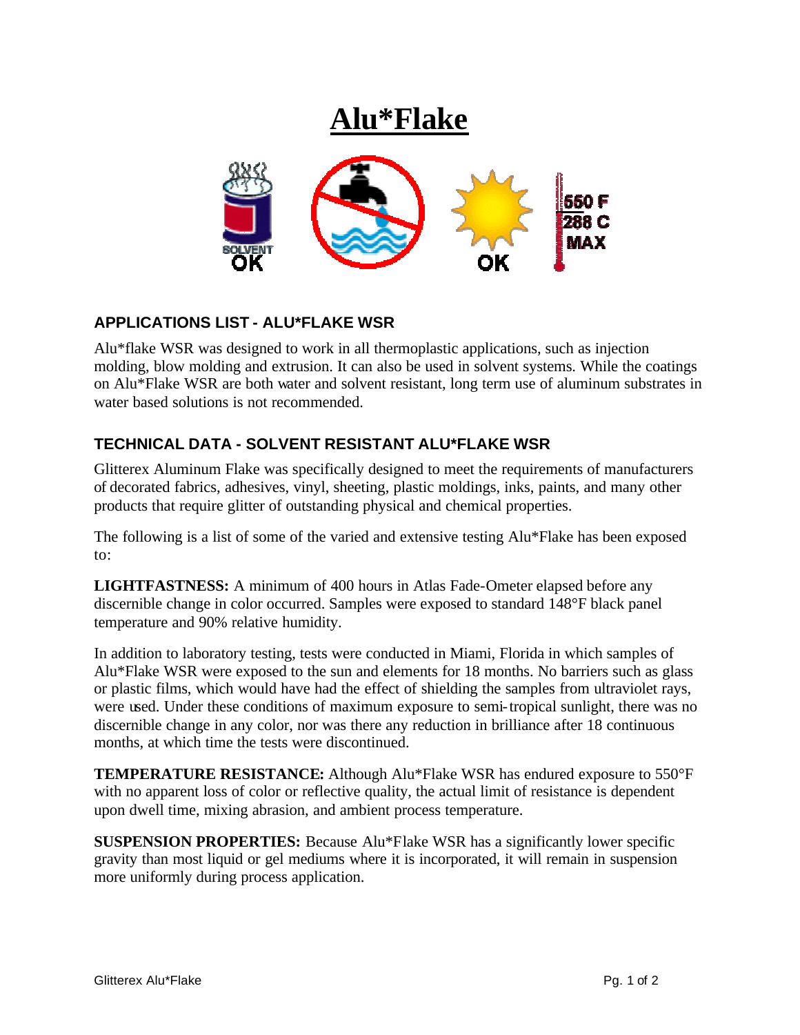# Alu*Flake

SOLVENT OK

OK

550 F
288 C
MAX

## APPLICATIONS LIST - ALU*FLAKE WSR

Alu*flake WSR was designed to work in all thermoplastic applications, such as injection molding, blow molding and extrusion. It can also be used in solvent systems. While the coatings on Alu*Flake WSR are both water and solvent resistant, long term use of aluminum substrates in water based solutions is not recommended.

## TECHNICAL DATA - SOLVENT RESISTANT ALU*FLAKE WSR

Glitterex Aluminum Flake was specifically designed to meet the requirements of manufacturers of decorated fabrics, adhesives, vinyl, sheeting, plastic moldings, inks, paints, and many other products that require glitter of outstanding physical and chemical properties.

The following is a list of some of the varied and extensive testing Alu*Flake has been exposed to:

**LIGHTFASTNESS:** A minimum of 400 hours in Atlas Fade-Ometer elapsed before any discernible change in color occurred. Samples were exposed to standard 148°F black panel temperature and 90% relative humidity.

In addition to laboratory testing, tests were conducted in Miami, Florida in which samples of Alu*Flake WSR were exposed to the sun and elements for 18 months. No barriers such as glass or plastic films, which would have had the effect of shielding the samples from ultraviolet rays, were used. Under these conditions of maximum exposure to semi-tropical sunlight, there was no discernible change in any color, nor was there any reduction in brilliance after 18 continuous months, at which time the tests were discontinued.

**TEMPERATURE RESISTANCE:** Although Alu*Flake WSR has endured exposure to 550°F with no apparent loss of color or reflective quality, the actual limit of resistance is dependent upon dwell time, mixing abrasion, and ambient process temperature.

**SUSPENSION PROPERTIES:** Because Alu*Flake WSR has a significantly lower specific gravity than most liquid or gel mediums where it is incorporated, it will remain in suspension more uniformly during process application.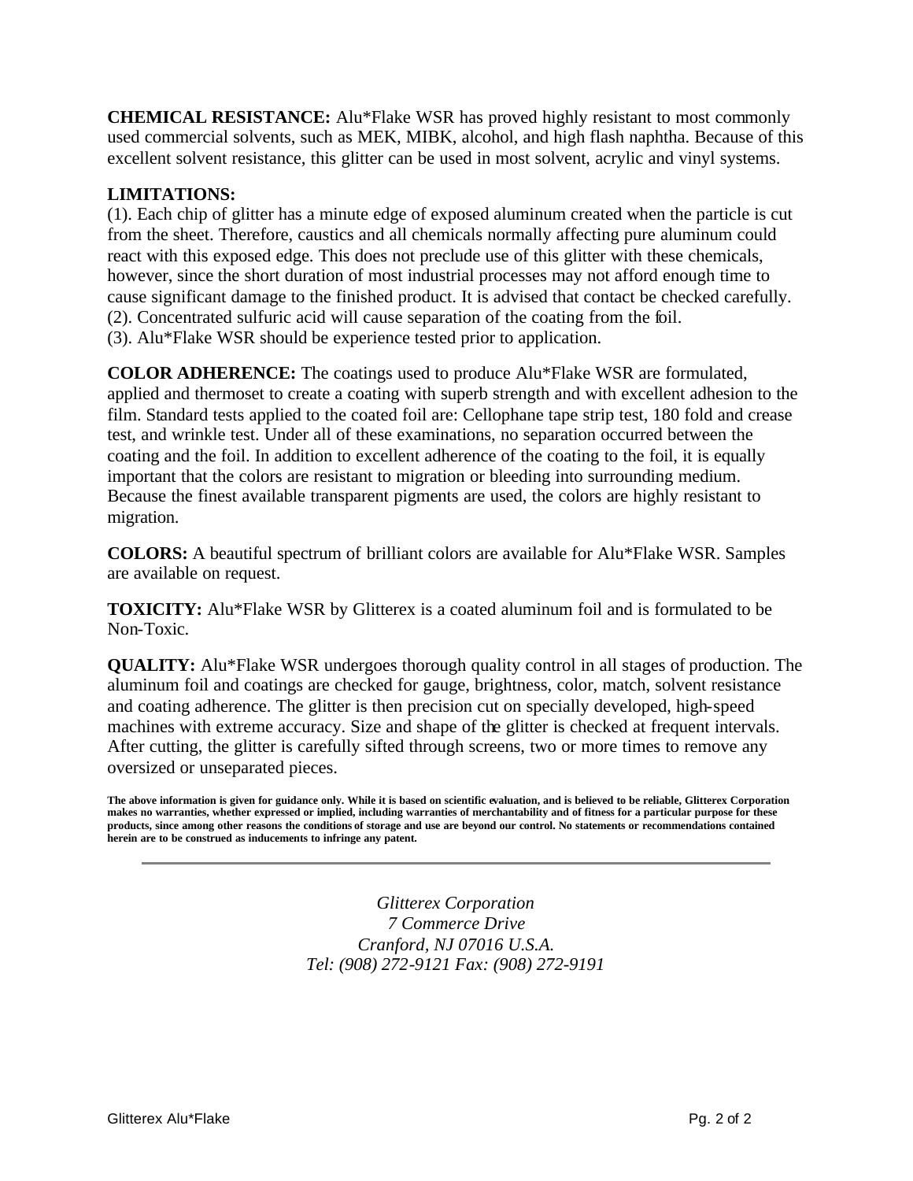**CHEMICAL RESISTANCE:** Alu*Flake WSR has proved highly resistant to most commonly used commercial solvents, such as MEK, MIBK, alcohol, and high flash naphtha. Because of this excellent solvent resistance, this glitter can be used in most solvent, acrylic and vinyl systems.

**LIMITATIONS:**
(1). Each chip of glitter has a minute edge of exposed aluminum created when the particle is cut from the sheet. Therefore, caustics and all chemicals normally affecting pure aluminum could react with this exposed edge. This does not preclude use of this glitter with these chemicals, however, since the short duration of most industrial processes may not afford enough time to cause significant damage to the finished product. It is advised that contact be checked carefully.
(2). Concentrated sulfuric acid will cause separation of the coating from the foil.
(3). Alu*Flake WSR should be experience tested prior to application.

**COLOR ADHERENCE:** The coatings used to produce Alu*Flake WSR are formulated, applied and thermoset to create a coating with superb strength and with excellent adhesion to the film. Standard tests applied to the coated foil are: Cellophane tape strip test, 180 fold and crease test, and wrinkle test. Under all of these examinations, no separation occurred between the coating and the foil. In addition to excellent adherence of the coating to the foil, it is equally important that the colors are resistant to migration or bleeding into surrounding medium. Because the finest available transparent pigments are used, the colors are highly resistant to migration.

**COLORS:** A beautiful spectrum of brilliant colors are available for Alu*Flake WSR. Samples are available on request.

**TOXICITY:** Alu*Flake WSR by Glitterex is a coated aluminum foil and is formulated to be Non-Toxic.

**QUALITY:** Alu*Flake WSR undergoes thorough quality control in all stages of production. The aluminum foil and coatings are checked for gauge, brightness, color, match, solvent resistance and coating adherence. The glitter is then precision cut on specially developed, high-speed machines with extreme accuracy. Size and shape of the glitter is checked at frequent intervals. After cutting, the glitter is carefully sifted through screens, two or more times to remove any oversized or unseparated pieces.

**The above information is given for guidance only. While it is based on scientific evaluation, and is believed to be reliable, Glitterex Corporation makes no warranties, whether expressed or implied, including warranties of merchantability and of fitness for a particular purpose for these products, since among other reasons the conditions of storage and use are beyond our control. No statements or recommendations contained herein are to be construed as inducements to infringe any patent.**

---

*Glitterex Corporation*
*7 Commerce Drive*
*Cranford, NJ 07016 U.S.A.*
*Tel: (908) 272-9121 Fax: (908) 272-9191*